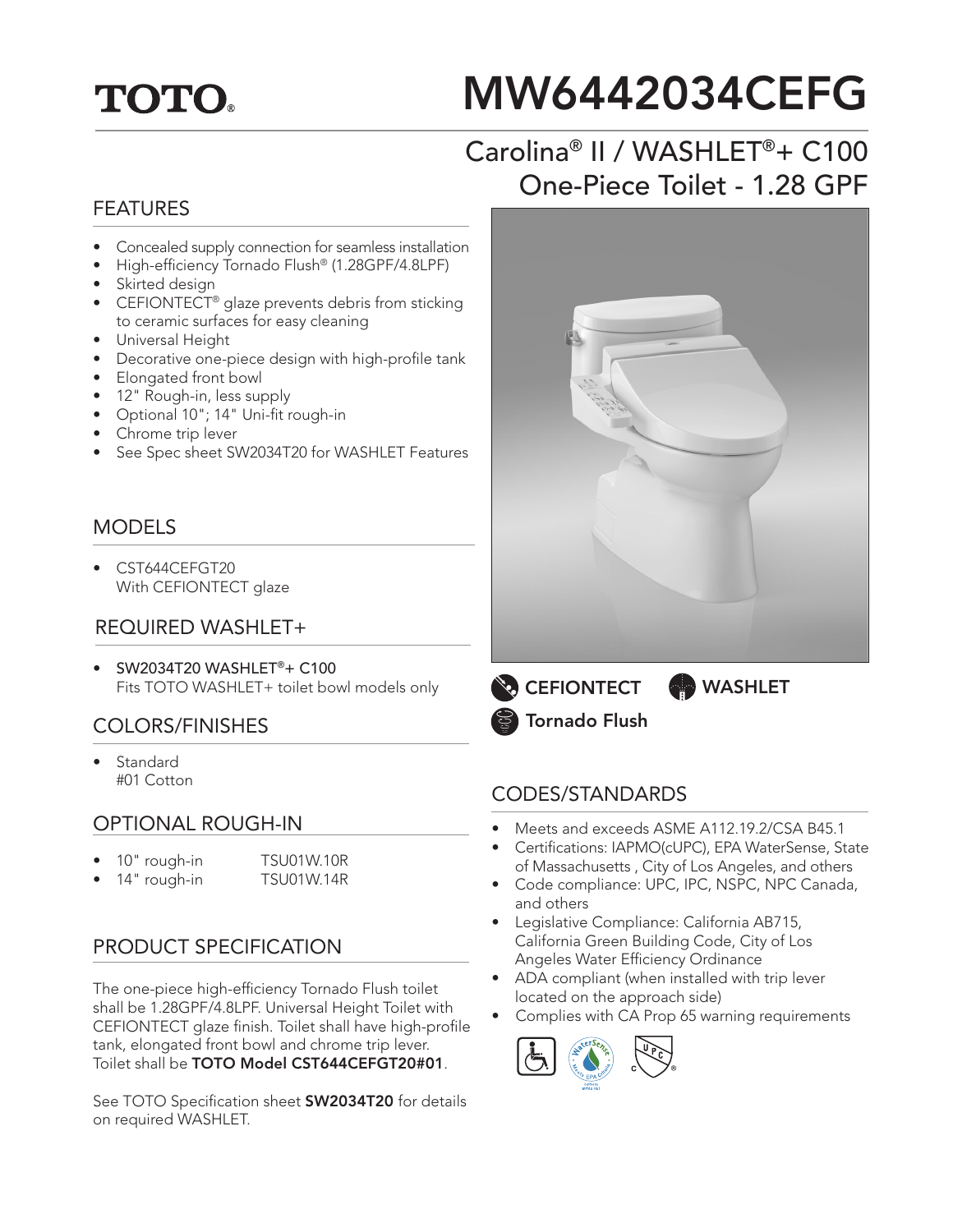TOTO.

# MW6442034CEFG

## Carolina® II / WASHLET®+ C100 One-Piece Toilet - 1.28 GPF

### FEATURES

- Concealed supply connection for seamless installation
- High-efficiency Tornado Flush® (1.28GPF/4.8LPF)
- Skirted design
- CEFIONTECT® glaze prevents debris from sticking to ceramic surfaces for easy cleaning
- Universal Height
- Decorative one-piece design with high-profile tank
- Elongated front bowl
- 12" Rough-in, less supply
- Optional 10"; 14" Uni-fit rough-in
- Chrome trip lever
- See Spec sheet SW2034T20 for WASHLET Features

### MODELS

- CST644CEFGT20
  With CEFIONTECT glaze

### REQUIRED WASHLET+

- SW2034T20 WASHLET®+ C100
  Fits TOTO WASHLET+ toilet bowl models only

### COLORS/FINISHES

- Standard
  #01 Cotton

### OPTIONAL ROUGH-IN

| | |
|---|---|
| 10" rough-in | TSU01W.10R |
| 14" rough-in | TSU01W.14R |

### PRODUCT SPECIFICATION

The one-piece high-efficiency Tornado Flush toilet shall be 1.28GPF/4.8LPF. Universal Height Toilet with CEFIONTECT glaze finish. Toilet shall have high-profile tank, elongated front bowl and chrome trip lever. Toilet shall be **TOTO Model CST644CEFGT20#01**.

See TOTO Specification sheet **SW2034T20** for details on required WASHLET.

**CEFIONTECT** **WASHLET** **Tornado Flush**

### CODES/STANDARDS

- Meets and exceeds ASME A112.19.2/CSA B45.1
- Certifications: IAPMO(cUPC), EPA WaterSense, State of Massachusetts , City of Los Angeles, and others
- Code compliance: UPC, IPC, NSPC, NPC Canada, and others
- Legislative Compliance: California AB715, California Green Building Code, City of Los Angeles Water Efficiency Ordinance
- ADA compliant (when installed with trip lever located on the approach side)
- Complies with CA Prop 65 warning requirements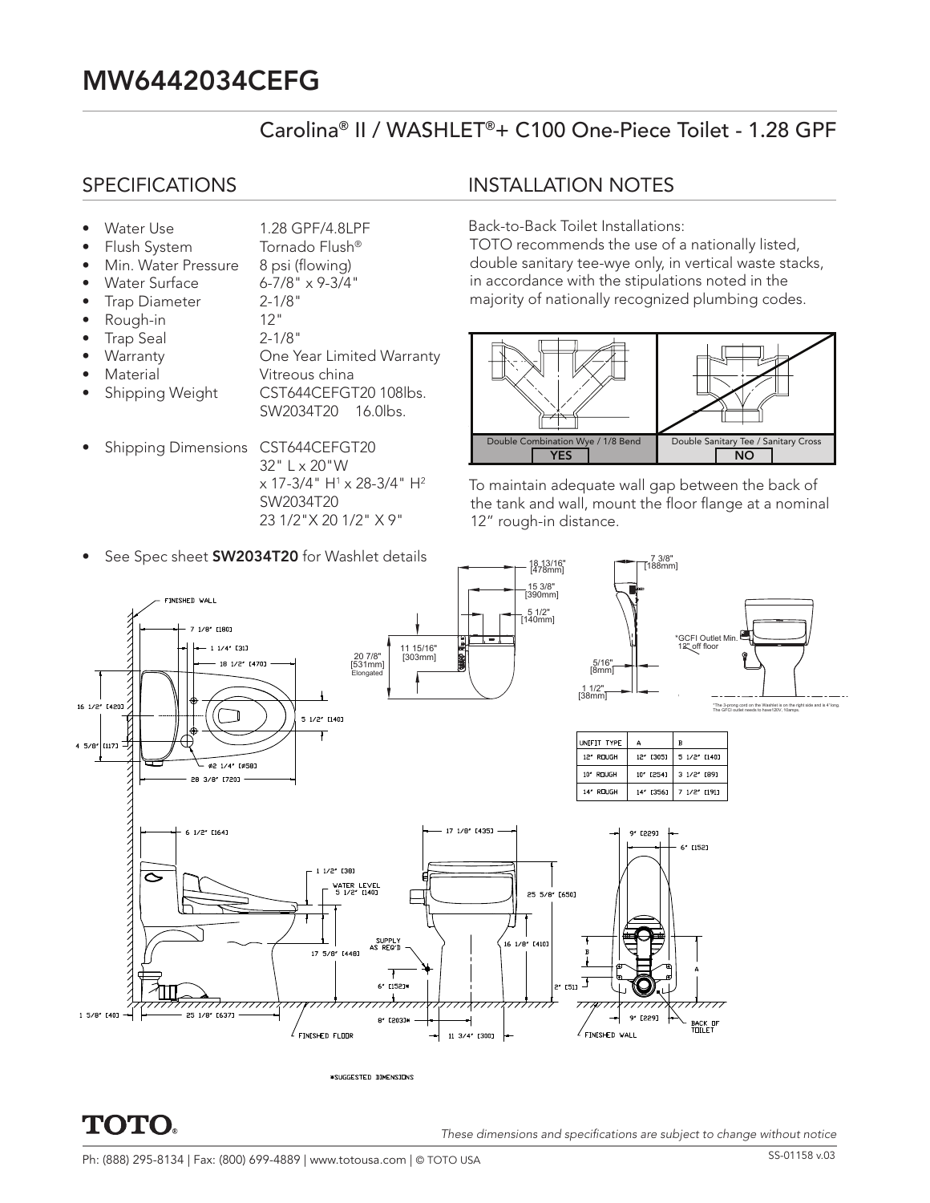# MW6442034CEFG

## Carolina® II / WASHLET®+ C100 One-Piece Toilet - 1.28 GPF

## SPECIFICATIONS

- Water Use 1.28 GPF/4.8LPF
- Flush System Tornado Flush®
- Min. Water Pressure 8 psi (flowing)
- Water Surface 6-7/8" x 9-3/4"
- Trap Diameter 2-1/8"
- Rough-in 12"
- Trap Seal 2-1/8"
- Warranty One Year Limited Warranty
- Material Vitreous china
- Shipping Weight CST644CEFGT20 108lbs. SW2034T20 16.0lbs.
- Shipping Dimensions CST644CEFGT20 32" L x 20"W x 17-3/4" H[1] x 28-3/4" H[2] SW2034T20 23 1/2"X 20 1/2" X 9"
- See Spec sheet **SW2034T20** for Washlet details

## INSTALLATION NOTES

Back-to-Back Toilet Installations:
TOTO recommends the use of a nationally listed, double sanitary tee-wye only, in vertical waste stacks, in accordance with the stipulations noted in the majority of nationally recognized plumbing codes.

| Double Combination Wye / 1/8 Bend | Double Sanitary Tee / Sanitary Cross |
|---|---|
| YES | NO |

To maintain adequate wall gap between the back of the tank and wall, mount the floor flange at a nominal 12" rough-in distance.

| UNIFIT TYPE | A | B |
|---|---|---|
| 12" ROUGH | 12" [305] | 5 1/2" [140] |
| 10" ROUGH | 10" [254] | 3 1/2" [89] |
| 14" ROUGH | 14" [356] | 7 1/2" [191] |

*GCFI Outlet Min. 12" off floor

*The 3-prong cord on the Washlet is on the right side and is 4' long. The GFCI outlet needs to have120V, 10amps.

*SUGGESTED DIMENSIONS

*These dimensions and specifications are subject to change without notice*

Ph: (888) 295-8134 | Fax: (800) 699-4889 | www.totousa.com | © TOTO USA

SS-01158 v.03